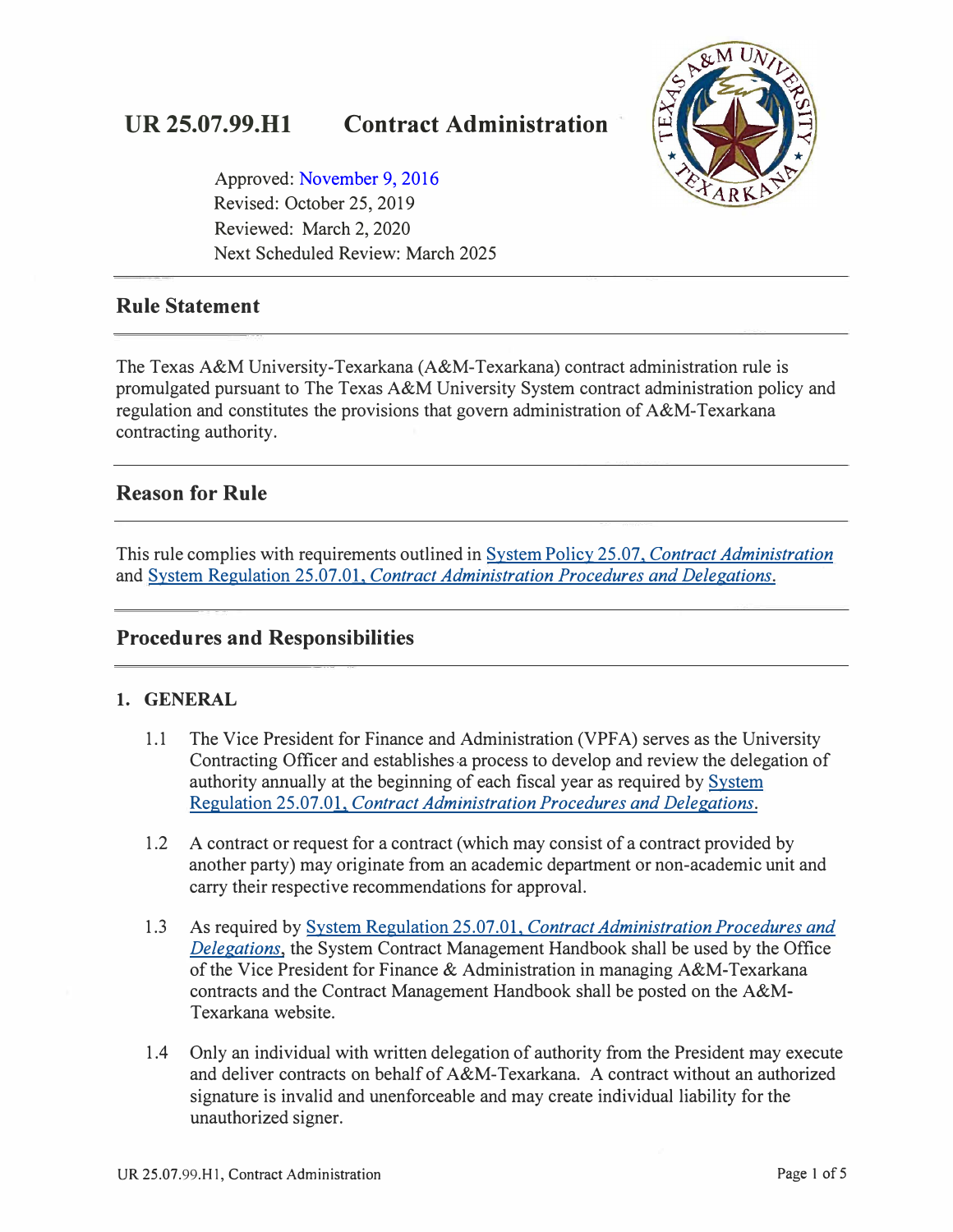# UR 25.07.99.H1 Contract Administration

Approved: November 9, 2016
Revised: October 25, 2019
Reviewed: March 2, 2020
Next Scheduled Review: March 2025

## Rule Statement

The Texas A&M University-Texarkana (A&M-Texarkana) contract administration rule is promulgated pursuant to The Texas A&M University System contract administration policy and regulation and constitutes the provisions that govern administration of A&M-Texarkana contracting authority.

## Reason for Rule

This rule complies with requirements outlined in System Policy 25.07, *Contract Administration* and System Regulation 25.07.01, *Contract Administration Procedures and Delegations.*

## Procedures and Responsibilities

### 1. GENERAL

1.1 The Vice President for Finance and Administration (VPFA) serves as the University Contracting Officer and establishes a process to develop and review the delegation of authority annually at the beginning of each fiscal year as required by System Regulation 25.07.01, *Contract Administration Procedures and Delegations.*

1.2 A contract or request for a contract (which may consist of a contract provided by another party) may originate from an academic department or non-academic unit and carry their respective recommendations for approval.

1.3 As required by System Regulation 25.07.01, *Contract Administration Procedures and Delegations*, the System Contract Management Handbook shall be used by the Office of the Vice President for Finance & Administration in managing A&M-Texarkana contracts and the Contract Management Handbook shall be posted on the A&M-Texarkana website.

1.4 Only an individual with written delegation of authority from the President may execute and deliver contracts on behalf of A&M-Texarkana. A contract without an authorized signature is invalid and unenforceable and may create individual liability for the unauthorized signer.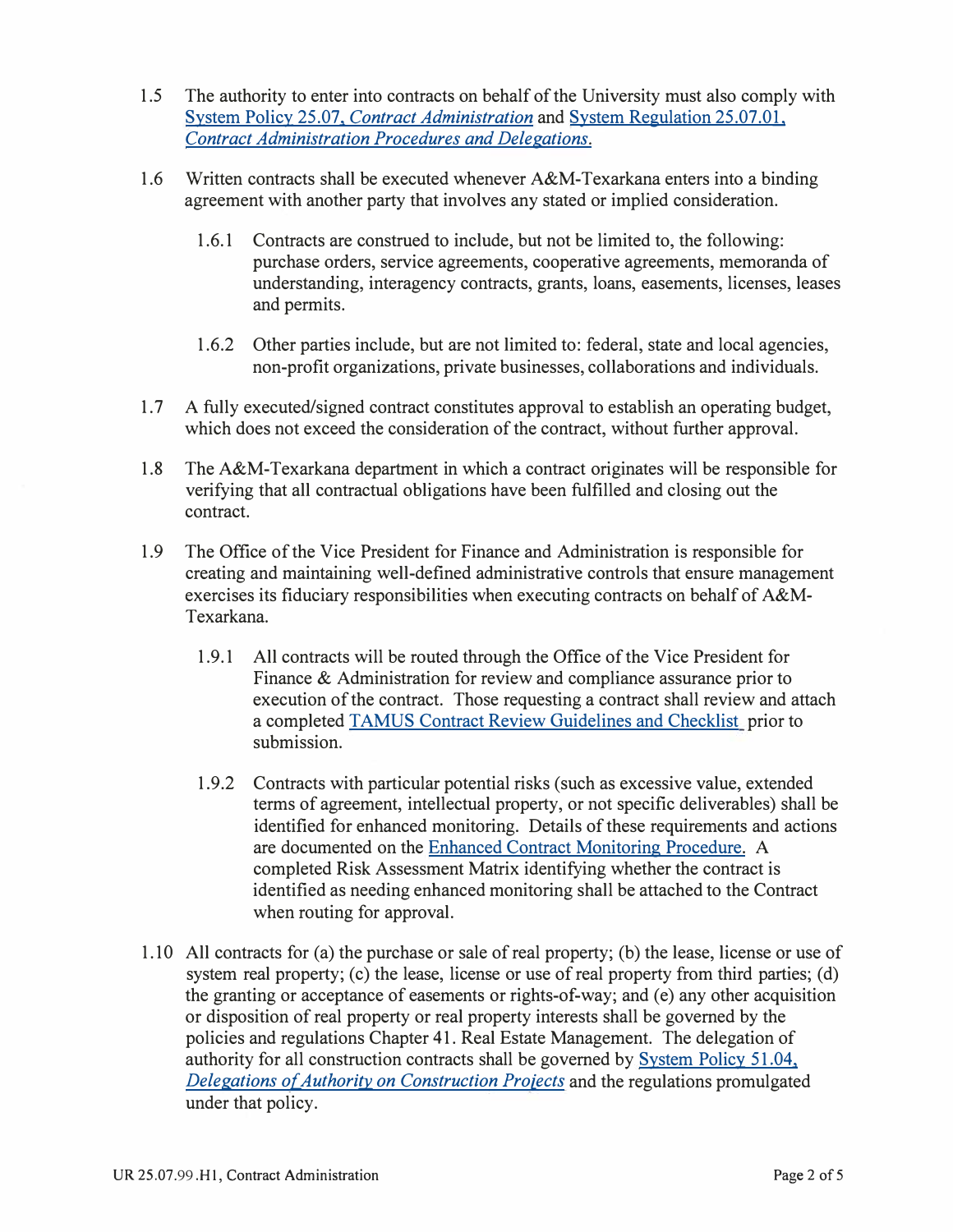1.5 The authority to enter into contracts on behalf of the University must also comply with System Policy 25.07, *Contract Administration* and System Regulation 25.07.01, *Contract Administration Procedures and Delegations.*

1.6 Written contracts shall be executed whenever A&M-Texarkana enters into a binding agreement with another party that involves any stated or implied consideration.

 1.6.1 Contracts are construed to include, but not be limited to, the following: purchase orders, service agreements, cooperative agreements, memoranda of understanding, interagency contracts, grants, loans, easements, licenses, leases and permits.

 1.6.2 Other parties include, but are not limited to: federal, state and local agencies, non-profit organizations, private businesses, collaborations and individuals.

1.7 A fully executed/signed contract constitutes approval to establish an operating budget, which does not exceed the consideration of the contract, without further approval.

1.8 The A&M-Texarkana department in which a contract originates will be responsible for verifying that all contractual obligations have been fulfilled and closing out the contract.

1.9 The Office of the Vice President for Finance and Administration is responsible for creating and maintaining well-defined administrative controls that ensure management exercises its fiduciary responsibilities when executing contracts on behalf of A&M-Texarkana.

 1.9.1 All contracts will be routed through the Office of the Vice President for Finance & Administration for review and compliance assurance prior to execution of the contract. Those requesting a contract shall review and attach a completed TAMUS Contract Review Guidelines and Checklist prior to submission.

 1.9.2 Contracts with particular potential risks (such as excessive value, extended terms of agreement, intellectual property, or not specific deliverables) shall be identified for enhanced monitoring. Details of these requirements and actions are documented on the Enhanced Contract Monitoring Procedure. A completed Risk Assessment Matrix identifying whether the contract is identified as needing enhanced monitoring shall be attached to the Contract when routing for approval.

1.10 All contracts for (a) the purchase or sale of real property; (b) the lease, license or use of system real property; (c) the lease, license or use of real property from third parties; (d) the granting or acceptance of easements or rights-of-way; and (e) any other acquisition or disposition of real property or real property interests shall be governed by the policies and regulations Chapter 41. Real Estate Management. The delegation of authority for all construction contracts shall be governed by System Policy 51.04, *Delegations of Authority on Construction Projects* and the regulations promulgated under that policy.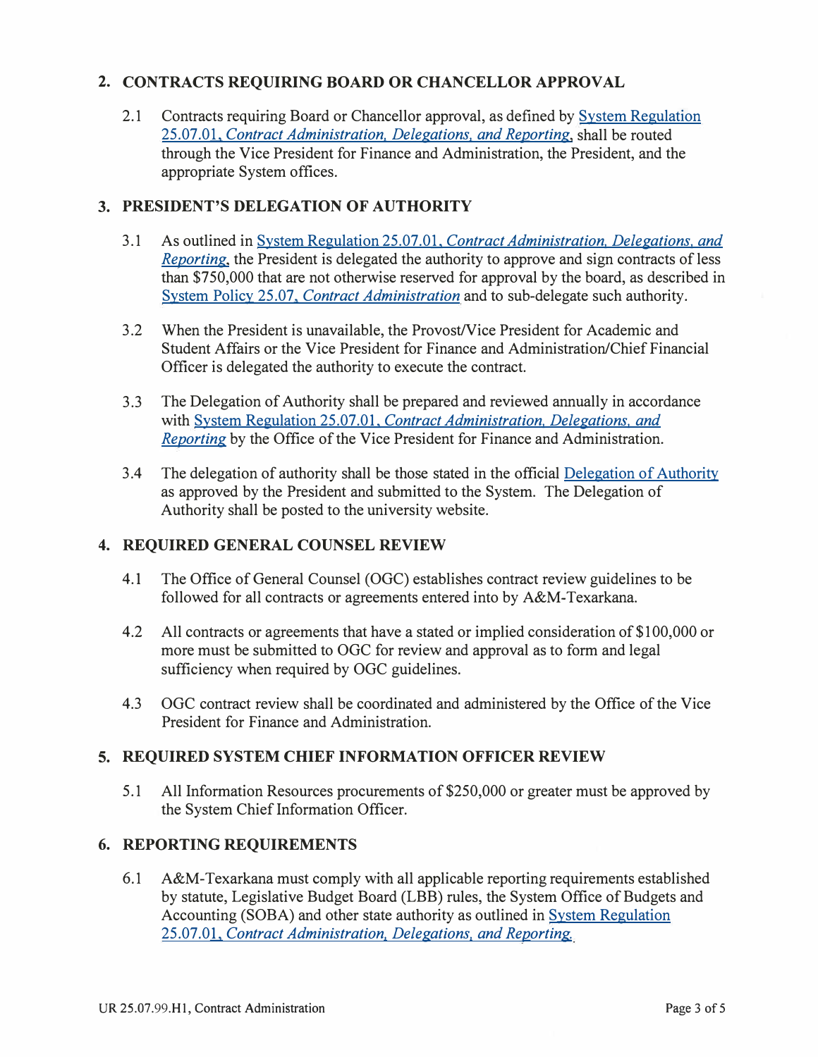## 2. CONTRACTS REQUIRING BOARD OR CHANCELLOR APPROVAL

2.1 Contracts requiring Board or Chancellor approval, as defined by System Regulation 25.07.01, *Contract Administration, Delegations, and Reporting*, shall be routed through the Vice President for Finance and Administration, the President, and the appropriate System offices.

## 3. PRESIDENT'S DELEGATION OF AUTHORITY

3.1 As outlined in System Regulation 25.07.01, *Contract Administration, Delegations, and Reporting*, the President is delegated the authority to approve and sign contracts of less than $750,000 that are not otherwise reserved for approval by the board, as described in System Policy 25.07, *Contract Administration* and to sub-delegate such authority.

3.2 When the President is unavailable, the Provost/Vice President for Academic and Student Affairs or the Vice President for Finance and Administration/Chief Financial Officer is delegated the authority to execute the contract.

3.3 The Delegation of Authority shall be prepared and reviewed annually in accordance with System Regulation 25.07.01, *Contract Administration, Delegations, and Reporting* by the Office of the Vice President for Finance and Administration.

3.4 The delegation of authority shall be those stated in the official Delegation of Authority as approved by the President and submitted to the System. The Delegation of Authority shall be posted to the university website.

## 4. REQUIRED GENERAL COUNSEL REVIEW

4.1 The Office of General Counsel (OGC) establishes contract review guidelines to be followed for all contracts or agreements entered into by A&M-Texarkana.

4.2 All contracts or agreements that have a stated or implied consideration of $100,000 or more must be submitted to OGC for review and approval as to form and legal sufficiency when required by OGC guidelines.

4.3 OGC contract review shall be coordinated and administered by the Office of the Vice President for Finance and Administration.

## 5. REQUIRED SYSTEM CHIEF INFORMATION OFFICER REVIEW

5.1 All Information Resources procurements of $250,000 or greater must be approved by the System Chief Information Officer.

## 6. REPORTING REQUIREMENTS

6.1 A&M-Texarkana must comply with all applicable reporting requirements established by statute, Legislative Budget Board (LBB) rules, the System Office of Budgets and Accounting (SOBA) and other state authority as outlined in System Regulation 25.07.01, *Contract Administration, Delegations, and Reporting*.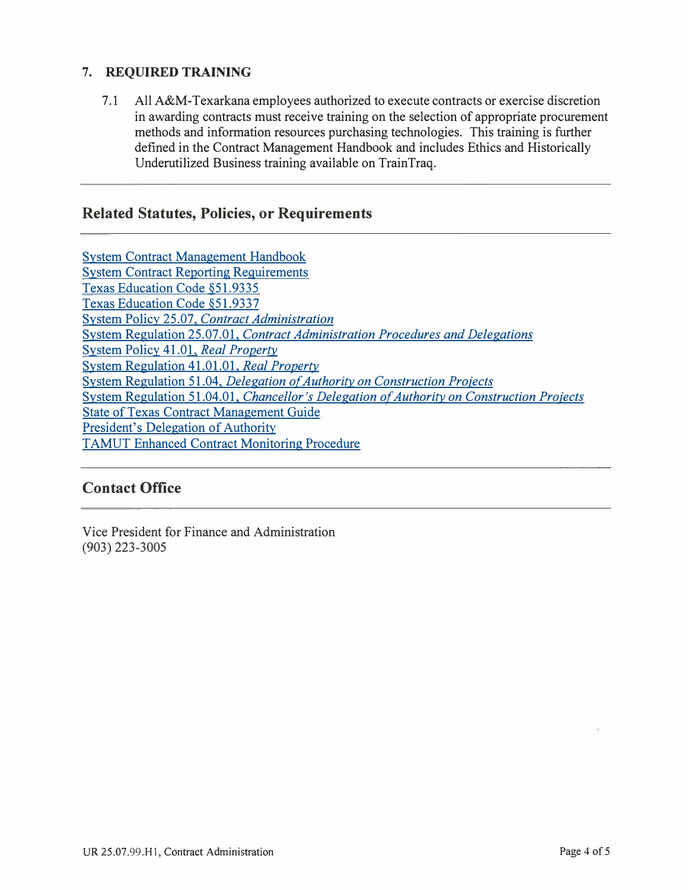## 7. REQUIRED TRAINING

7.1 All A&M-Texarkana employees authorized to execute contracts or exercise discretion in awarding contracts must receive training on the selection of appropriate procurement methods and information resources purchasing technologies. This training is further defined in the Contract Management Handbook and includes Ethics and Historically Underutilized Business training available on TrainTraq.

## Related Statutes, Policies, or Requirements

System Contract Management Handbook
System Contract Reporting Requirements
Texas Education Code §51.9335
Texas Education Code §51.9337
System Policy 25.07, *Contract Administration*
System Regulation 25.07.01, *Contract Administration Procedures and Delegations*
System Policy 41.01, *Real Property*
System Regulation 41.01.01, *Real Property*
System Regulation 51.04, *Delegation of Authority on Construction Projects*
System Regulation 51.04.01, *Chancellor's Delegation of Authority on Construction Projects*
State of Texas Contract Management Guide
President's Delegation of Authority
TAMUT Enhanced Contract Monitoring Procedure

## Contact Office

Vice President for Finance and Administration
(903) 223-3005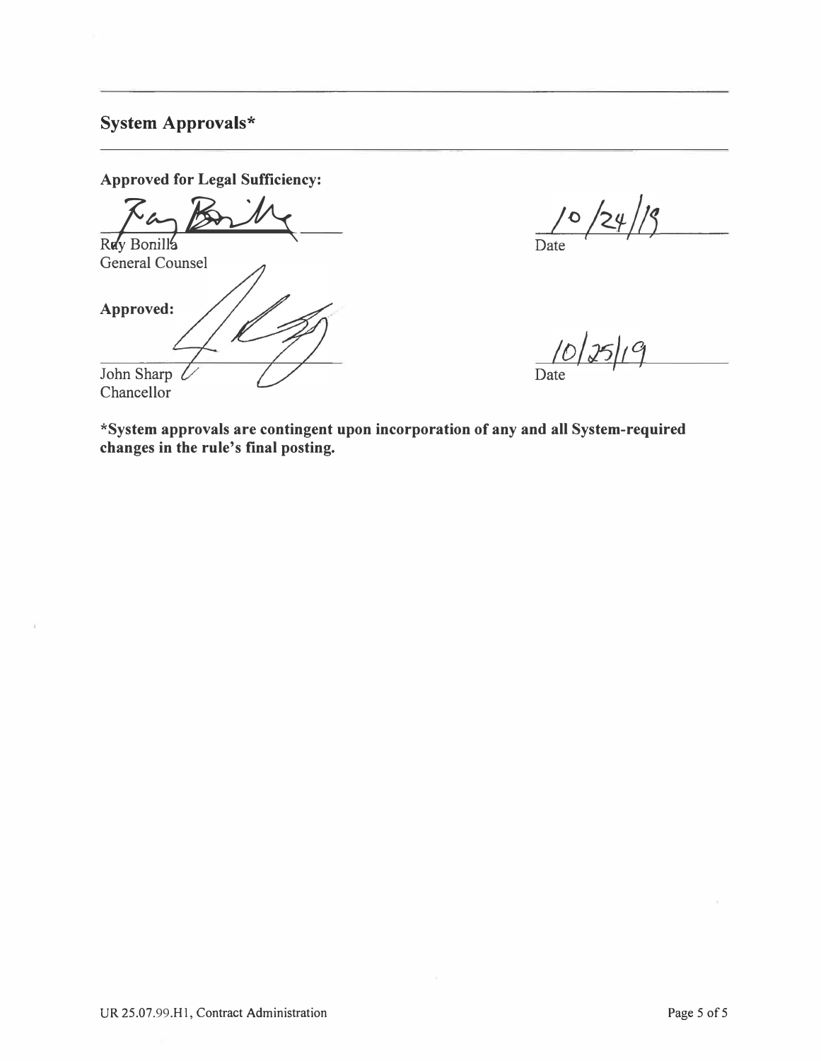## System Approvals*

**Approved for Legal Sufficiency:**

Ray Bonilla
General Counsel

10/24/19
Date

**Approved:**

John Sharp
Chancellor

10/25/19
Date

***System approvals are contingent upon incorporation of any and all System-required changes in the rule's final posting.**

UR 25.07.99.H1, Contract Administration